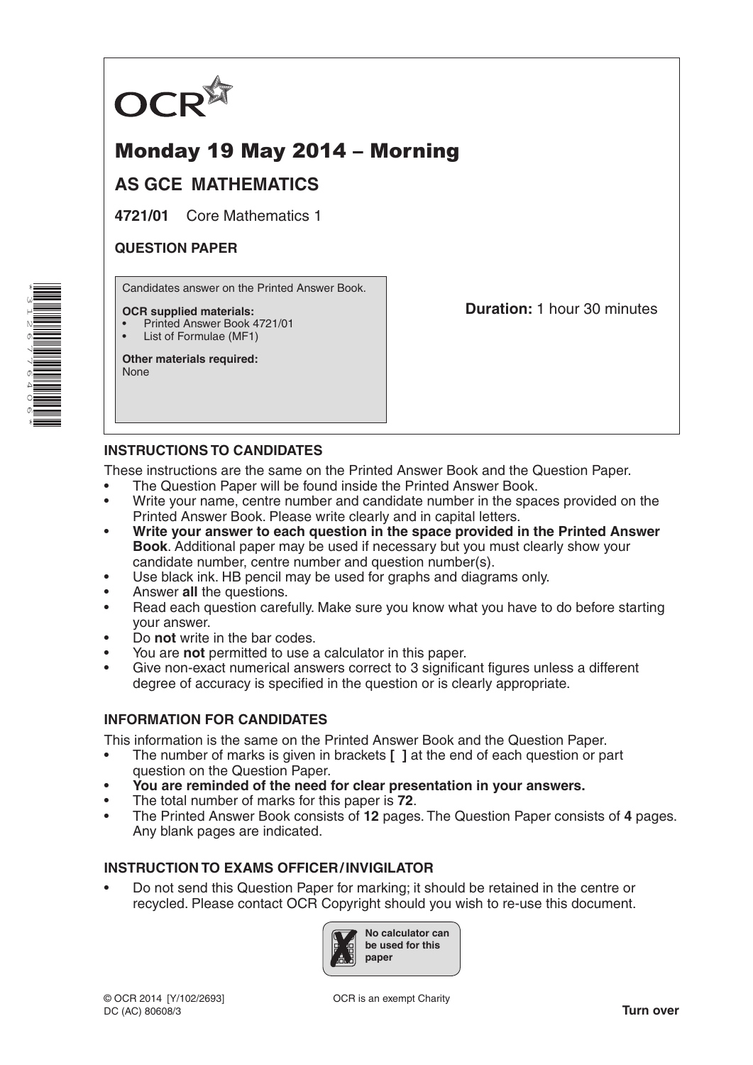OCR

# Monday 19 May 2014 – Morning

## AS GCE MATHEMATICS

**4721/01** Core Mathematics 1

**QUESTION PAPER**

Candidates answer on the Printed Answer Book.

**OCR supplied materials:**
- Printed Answer Book 4721/01
- List of Formulae (MF1)

**Other materials required:**
None

**Duration:** 1 hour 30 minutes

### INSTRUCTIONS TO CANDIDATES

These instructions are the same on the Printed Answer Book and the Question Paper.

- The Question Paper will be found inside the Printed Answer Book.
- Write your name, centre number and candidate number in the spaces provided on the Printed Answer Book. Please write clearly and in capital letters.
- **Write your answer to each question in the space provided in the Printed Answer Book**. Additional paper may be used if necessary but you must clearly show your candidate number, centre number and question number(s).
- Use black ink. HB pencil may be used for graphs and diagrams only.
- Answer **all** the questions.
- Read each question carefully. Make sure you know what you have to do before starting your answer.
- Do **not** write in the bar codes.
- You are **not** permitted to use a calculator in this paper.
- Give non-exact numerical answers correct to 3 significant figures unless a different degree of accuracy is specified in the question or is clearly appropriate.

### INFORMATION FOR CANDIDATES

This information is the same on the Printed Answer Book and the Question Paper.

- The number of marks is given in brackets **[ ]** at the end of each question or part question on the Question Paper.
- **You are reminded of the need for clear presentation in your answers.**
- The total number of marks for this paper is **72**.
- The Printed Answer Book consists of **12** pages. The Question Paper consists of **4** pages. Any blank pages are indicated.

### INSTRUCTION TO EXAMS OFFICER / INVIGILATOR

- Do not send this Question Paper for marking; it should be retained in the centre or recycled. Please contact OCR Copyright should you wish to re-use this document.

No calculator can be used for this paper

© OCR 2014 [Y/102/2693]
DC (AC) 80608/3

OCR is an exempt Charity

**Turn over**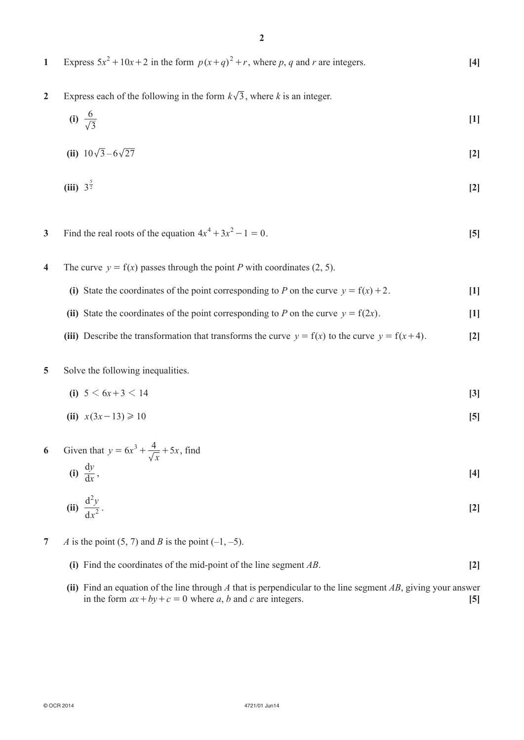**1** Express $5x^2 + 10x + 2$ in the form $p(x+q)^2 + r$, where $p$, $q$ and $r$ are integers. **[4]**

**2** Express each of the following in the form $k\sqrt{3}$, where $k$ is an integer.

**(i)** $\frac{6}{\sqrt{3}}$ **[1]**

**(ii)** $10\sqrt{3} - 6\sqrt{27}$ **[2]**

**(iii)** $3^{\frac{5}{2}}$ **[2]**

**3** Find the real roots of the equation $4x^4 + 3x^2 - 1 = 0$. **[5]**

**4** The curve $y = \mathrm{f}(x)$ passes through the point $P$ with coordinates (2, 5).

**(i)** State the coordinates of the point corresponding to $P$ on the curve $y = \mathrm{f}(x) + 2$. **[1]**

**(ii)** State the coordinates of the point corresponding to $P$ on the curve $y = \mathrm{f}(2x)$. **[1]**

**(iii)** Describe the transformation that transforms the curve $y = \mathrm{f}(x)$ to the curve $y = \mathrm{f}(x+4)$. **[2]**

**5** Solve the following inequalities.

**(i)** $5 < 6x + 3 < 14$ **[3]**

**(ii)** $x(3x - 13) \geqslant 10$ **[5]**

**6** Given that $y = 6x^3 + \frac{4}{\sqrt{x}} + 5x$, find

**(i)** $\frac{\mathrm{d}y}{\mathrm{d}x}$, **[4]**

**(ii)** $\frac{\mathrm{d}^2y}{\mathrm{d}x^2}$. **[2]**

**7** $A$ is the point (5, 7) and $B$ is the point (–1, –5).

**(i)** Find the coordinates of the mid-point of the line segment $AB$. **[2]**

**(ii)** Find an equation of the line through $A$ that is perpendicular to the line segment $AB$, giving your answer in the form $ax + by + c = 0$ where $a$, $b$ and $c$ are integers. **[5]**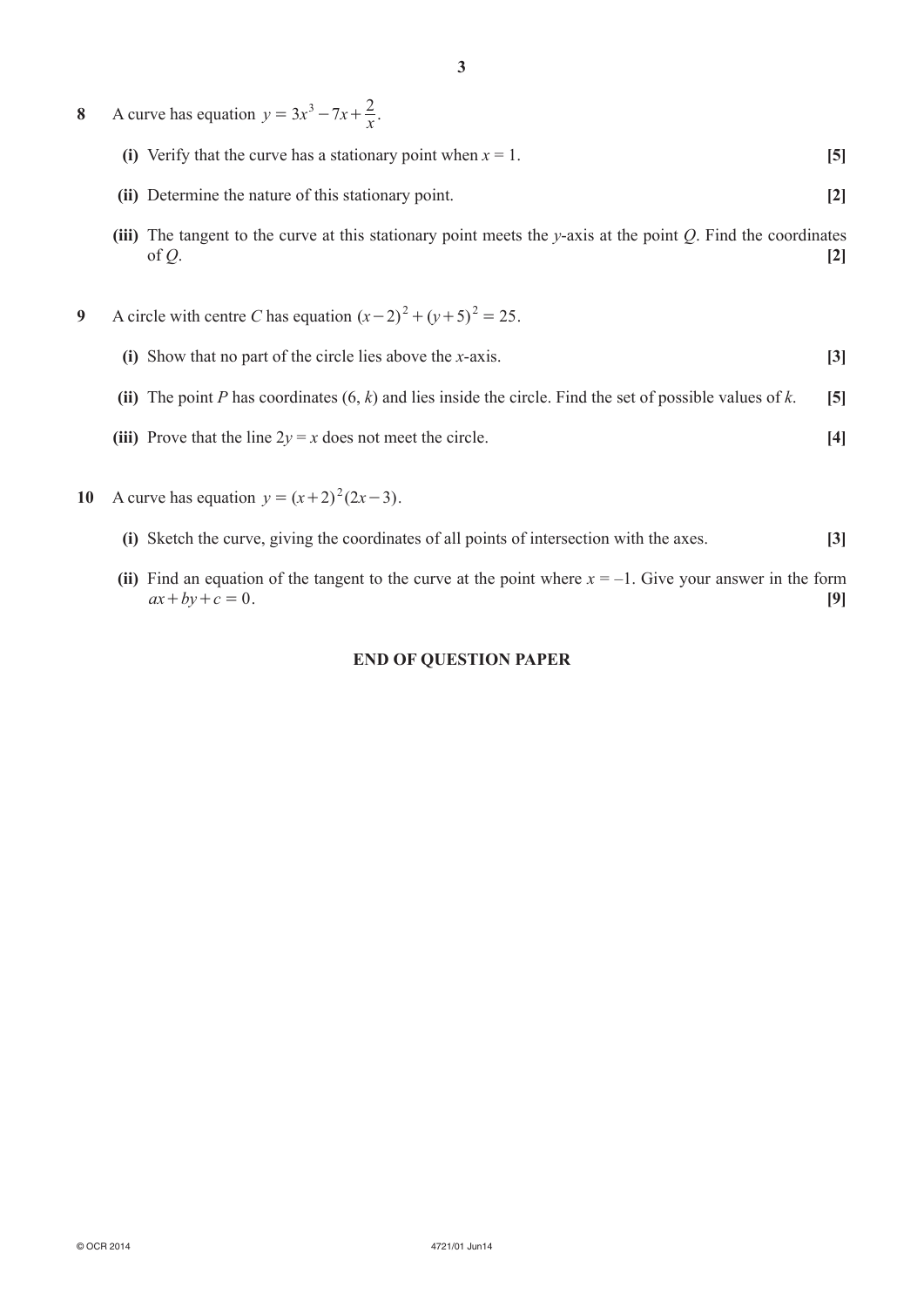**8** A curve has equation $y = 3x^3 - 7x + \frac{2}{x}$.

**(i)** Verify that the curve has a stationary point when $x = 1$. **[5]**

**(ii)** Determine the nature of this stationary point. **[2]**

**(iii)** The tangent to the curve at this stationary point meets the $y$-axis at the point $Q$. Find the coordinates of $Q$. **[2]**

**9** A circle with centre $C$ has equation $(x-2)^2 + (y+5)^2 = 25$.

**(i)** Show that no part of the circle lies above the $x$-axis. **[3]**

**(ii)** The point $P$ has coordinates $(6, k)$ and lies inside the circle. Find the set of possible values of $k$. **[5]**

**(iii)** Prove that the line $2y = x$ does not meet the circle. **[4]**

**10** A curve has equation $y = (x+2)^2(2x-3)$.

**(i)** Sketch the curve, giving the coordinates of all points of intersection with the axes. **[3]**

**(ii)** Find an equation of the tangent to the curve at the point where $x = -1$. Give your answer in the form $ax + by + c = 0$. **[9]**

**END OF QUESTION PAPER**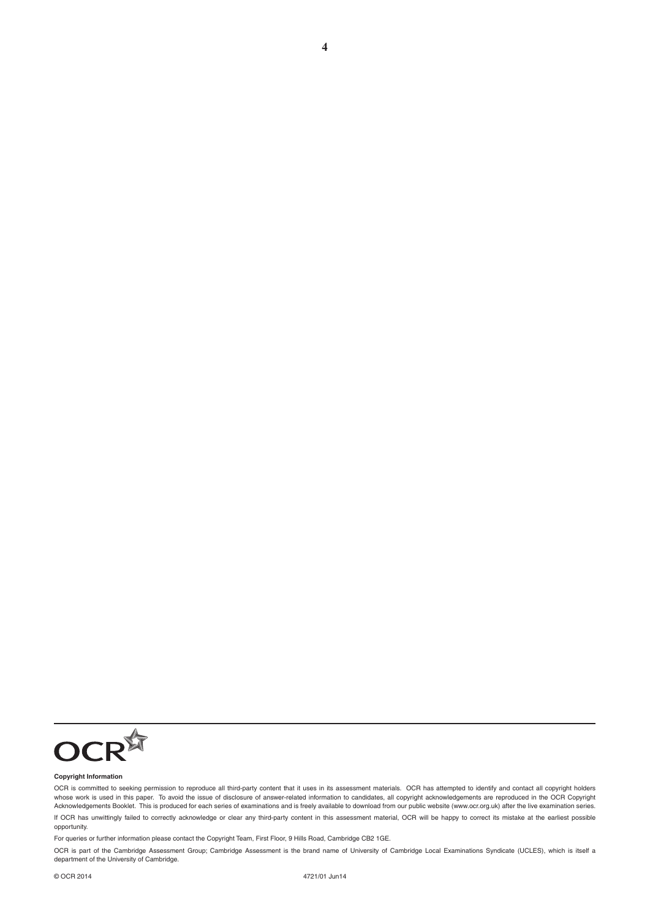**Copyright Information**

OCR is committed to seeking permission to reproduce all third-party content that it uses in its assessment materials. OCR has attempted to identify and contact all copyright holders whose work is used in this paper. To avoid the issue of disclosure of answer-related information to candidates, all copyright acknowledgements are reproduced in the OCR Copyright Acknowledgements Booklet. This is produced for each series of examinations and is freely available to download from our public website (www.ocr.org.uk) after the live examination series.

If OCR has unwittingly failed to correctly acknowledge or clear any third-party content in this assessment material, OCR will be happy to correct its mistake at the earliest possible opportunity.

For queries or further information please contact the Copyright Team, First Floor, 9 Hills Road, Cambridge CB2 1GE.

OCR is part of the Cambridge Assessment Group; Cambridge Assessment is the brand name of University of Cambridge Local Examinations Syndicate (UCLES), which is itself a department of the University of Cambridge.

© OCR 2014 4721/01 Jun14